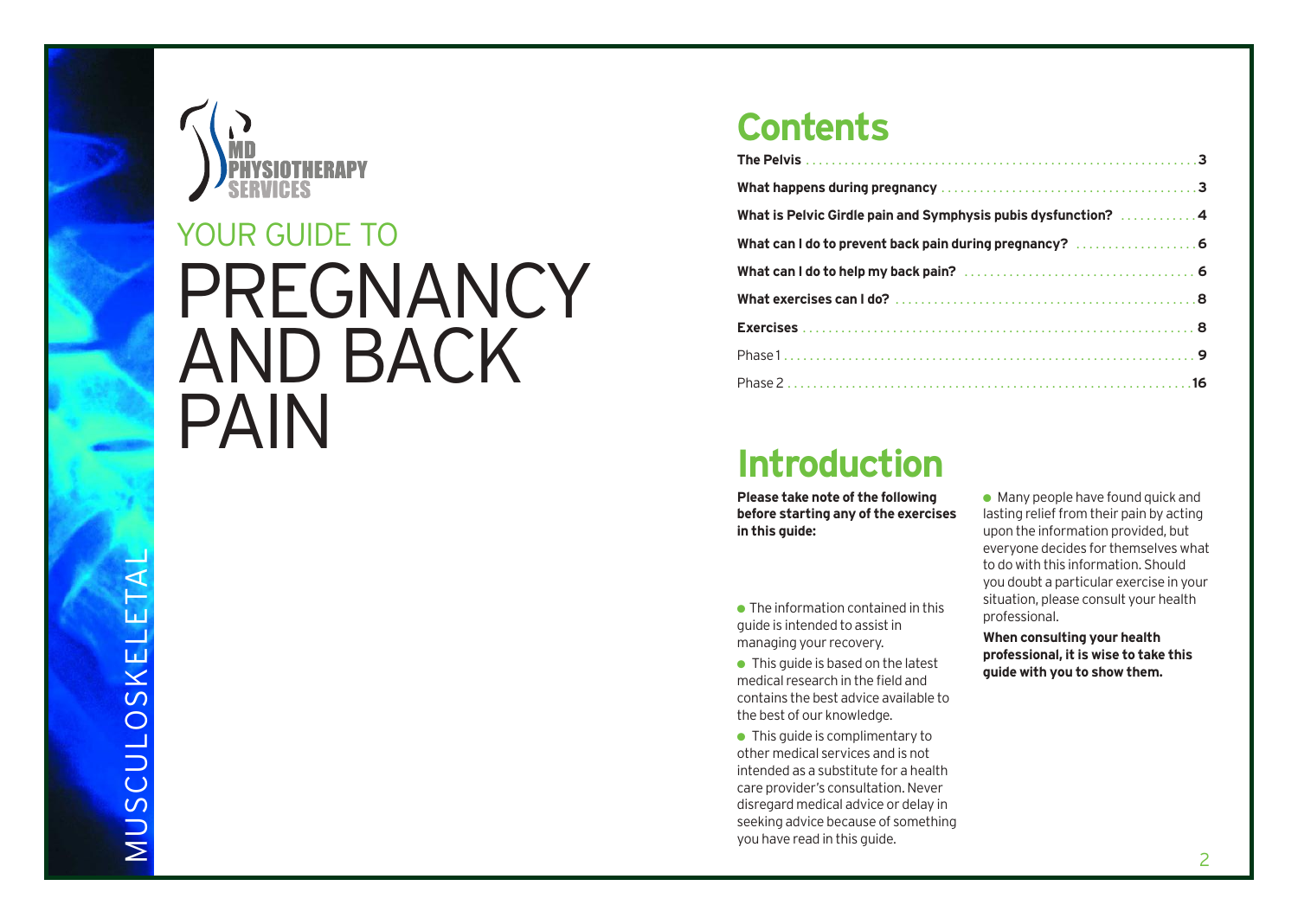MD PHYSIOTHERAPY SERVICES

MUSCULOSKELETAL

# YOUR GUIDE TO PREGNANCY AND BACK PAIN

## Contents

| | |
|---|---|
| **The Pelvis** | **3** |
| **What happens during pregnancy** | **3** |
| **What is Pelvic Girdle pain and Symphysis pubis dysfunction?** | **4** |
| **What can I do to prevent back pain during pregnancy?** | **6** |
| **What can I do to help my back pain?** | **6** |
| **What exercises can I do?** | **8** |
| **Exercises** | **8** |
| Phase 1 | **9** |
| Phase 2 | **16** |

## Introduction

**Please take note of the following before starting any of the exercises in this guide:**

- The information contained in this guide is intended to assist in managing your recovery.
- This guide is based on the latest medical research in the field and contains the best advice available to the best of our knowledge.
- This guide is complimentary to other medical services and is not intended as a substitute for a health care provider's consultation. Never disregard medical advice or delay in seeking advice because of something you have read in this guide.
- Many people have found quick and lasting relief from their pain by acting upon the information provided, but everyone decides for themselves what to do with this information. Should you doubt a particular exercise in your situation, please consult your health professional.

**When consulting your health professional, it is wise to take this guide with you to show them.**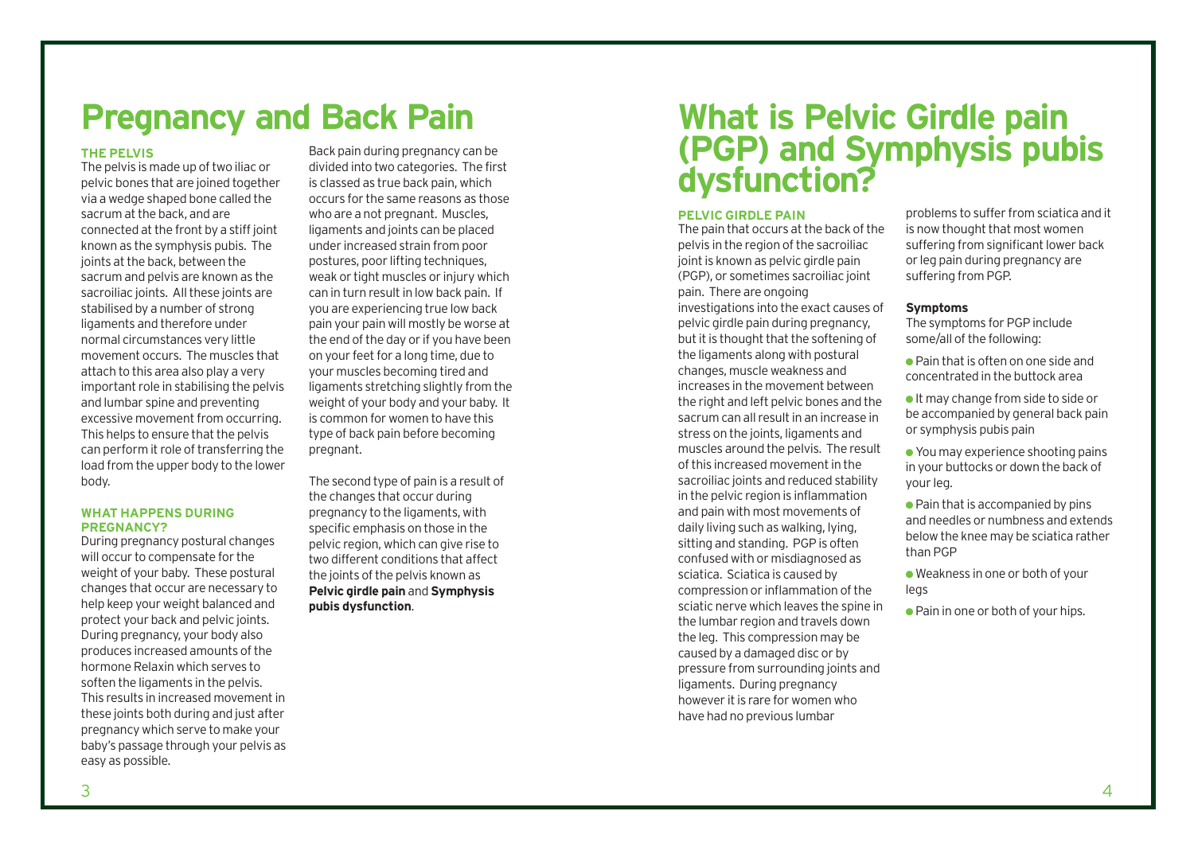# Pregnancy and Back Pain

### THE PELVIS

The pelvis is made up of two iliac or pelvic bones that are joined together via a wedge shaped bone called the sacrum at the back, and are connected at the front by a stiff joint known as the symphysis pubis. The joints at the back, between the sacrum and pelvis are known as the sacroiliac joints. All these joints are stabilised by a number of strong ligaments and therefore under normal circumstances very little movement occurs. The muscles that attach to this area also play a very important role in stabilising the pelvis and lumbar spine and preventing excessive movement from occurring. This helps to ensure that the pelvis can perform it role of transferring the load from the upper body to the lower body.

### WHAT HAPPENS DURING PREGNANCY?

During pregnancy postural changes will occur to compensate for the weight of your baby. These postural changes that occur are necessary to help keep your weight balanced and protect your back and pelvic joints. During pregnancy, your body also produces increased amounts of the hormone Relaxin which serves to soften the ligaments in the pelvis. This results in increased movement in these joints both during and just after pregnancy which serve to make your baby's passage through your pelvis as easy as possible.

Back pain during pregnancy can be divided into two categories. The first is classed as true back pain, which occurs for the same reasons as those who are a not pregnant. Muscles, ligaments and joints can be placed under increased strain from poor postures, poor lifting techniques, weak or tight muscles or injury which can in turn result in low back pain. If you are experiencing true low back pain your pain will mostly be worse at the end of the day or if you have been on your feet for a long time, due to your muscles becoming tired and ligaments stretching slightly from the weight of your body and your baby. It is common for women to have this type of back pain before becoming pregnant.

The second type of pain is a result of the changes that occur during pregnancy to the ligaments, with specific emphasis on those in the pelvic region, which can give rise to two different conditions that affect the joints of the pelvis known as **Pelvic girdle pain** and **Symphysis pubis dysfunction**.

# What is Pelvic Girdle pain (PGP) and Symphysis pubis dysfunction?

### PELVIC GIRDLE PAIN

The pain that occurs at the back of the pelvis in the region of the sacroiliac joint is known as pelvic girdle pain (PGP), or sometimes sacroiliac joint pain. There are ongoing investigations into the exact causes of pelvic girdle pain during pregnancy, but it is thought that the softening of the ligaments along with postural changes, muscle weakness and increases in the movement between the right and left pelvic bones and the sacrum can all result in an increase in stress on the joints, ligaments and muscles around the pelvis. The result of this increased movement in the sacroiliac joints and reduced stability in the pelvic region is inflammation and pain with most movements of daily living such as walking, lying, sitting and standing. PGP is often confused with or misdiagnosed as sciatica. Sciatica is caused by compression or inflammation of the sciatic nerve which leaves the spine in the lumbar region and travels down the leg. This compression may be caused by a damaged disc or by pressure from surrounding joints and ligaments. During pregnancy however it is rare for women who have had no previous lumbar problems to suffer from sciatica and it is now thought that most women suffering from significant lower back or leg pain during pregnancy are suffering from PGP.

#### Symptoms

The symptoms for PGP include some/all of the following:

- Pain that is often on one side and concentrated in the buttock area
- It may change from side to side or be accompanied by general back pain or symphysis pubis pain
- You may experience shooting pains in your buttocks or down the back of your leg.
- Pain that is accompanied by pins and needles or numbness and extends below the knee may be sciatica rather than PGP
- Weakness in one or both of your legs
- Pain in one or both of your hips.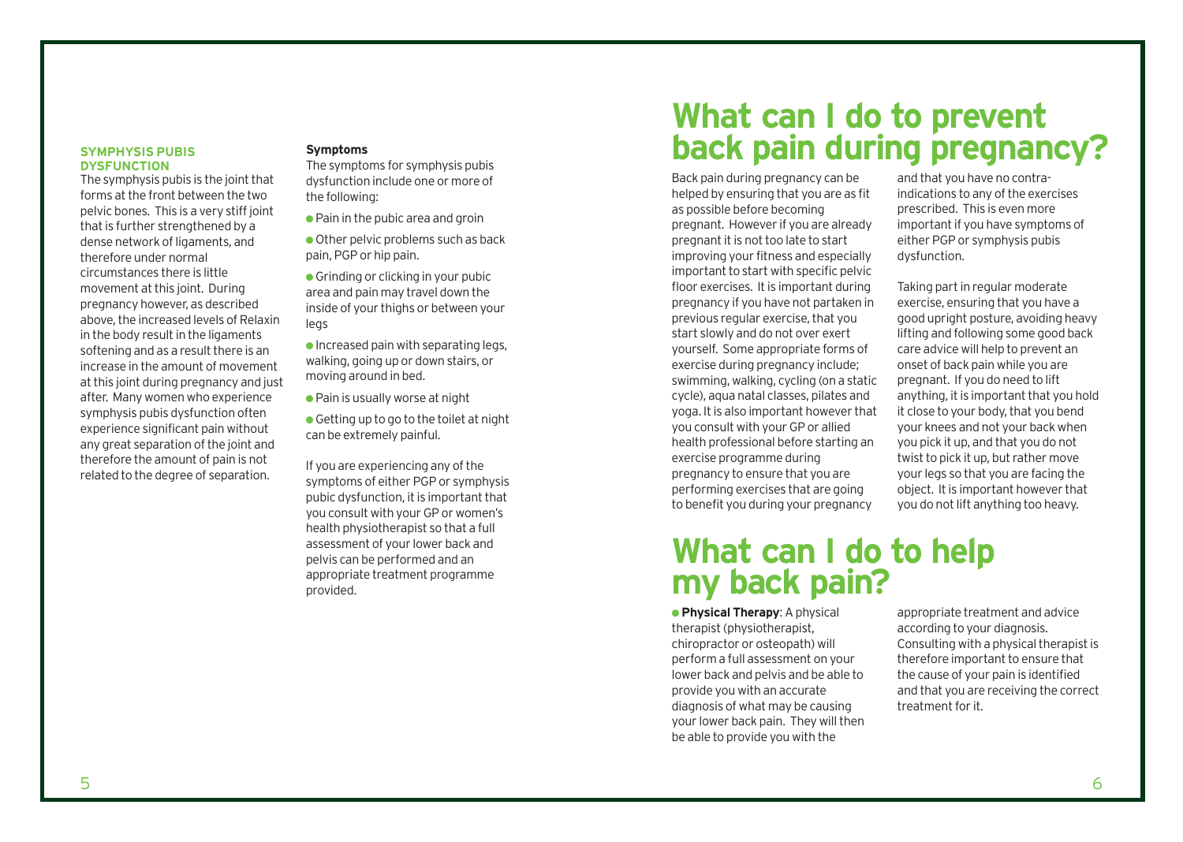### SYMPHYSIS PUBIS DYSFUNCTION

The symphysis pubis is the joint that forms at the front between the two pelvic bones. This is a very stiff joint that is further strengthened by a dense network of ligaments, and therefore under normal circumstances there is little movement at this joint. During pregnancy however, as described above, the increased levels of Relaxin in the body result in the ligaments softening and as a result there is an increase in the amount of movement at this joint during pregnancy and just after. Many women who experience symphysis pubis dysfunction often experience significant pain without any great separation of the joint and therefore the amount of pain is not related to the degree of separation.

**Symptoms**

The symptoms for symphysis pubis dysfunction include one or more of the following:

- Pain in the pubic area and groin
- Other pelvic problems such as back pain, PGP or hip pain.
- Grinding or clicking in your pubic area and pain may travel down the inside of your thighs or between your legs
- Increased pain with separating legs, walking, going up or down stairs, or moving around in bed.
- Pain is usually worse at night
- Getting up to go to the toilet at night can be extremely painful.

If you are experiencing any of the symptoms of either PGP or symphysis pubic dysfunction, it is important that you consult with your GP or women's health physiotherapist so that a full assessment of your lower back and pelvis can be performed and an appropriate treatment programme provided.

# What can I do to prevent back pain during pregnancy?

Back pain during pregnancy can be helped by ensuring that you are as fit as possible before becoming pregnant. However if you are already pregnant it is not too late to start improving your fitness and especially important to start with specific pelvic floor exercises. It is important during pregnancy if you have not partaken in previous regular exercise, that you start slowly and do not over exert yourself. Some appropriate forms of exercise during pregnancy include; swimming, walking, cycling (on a static cycle), aqua natal classes, pilates and yoga. It is also important however that you consult with your GP or allied health professional before starting an exercise programme during pregnancy to ensure that you are performing exercises that are going to benefit you during your pregnancy and that you have no contra-indications to any of the exercises prescribed. This is even more important if you have symptoms of either PGP or symphysis pubis dysfunction.

Taking part in regular moderate exercise, ensuring that you have a good upright posture, avoiding heavy lifting and following some good back care advice will help to prevent an onset of back pain while you are pregnant. If you do need to lift anything, it is important that you hold it close to your body, that you bend your knees and not your back when you pick it up, and that you do not twist to pick it up, but rather move your legs so that you are facing the object. It is important however that you do not lift anything too heavy.

# What can I do to help my back pain?

- **Physical Therapy**: A physical therapist (physiotherapist, chiropractor or osteopath) will perform a full assessment on your lower back and pelvis and be able to provide you with an accurate diagnosis of what may be causing your lower back pain. They will then be able to provide you with the appropriate treatment and advice according to your diagnosis. Consulting with a physical therapist is therefore important to ensure that the cause of your pain is identified and that you are receiving the correct treatment for it.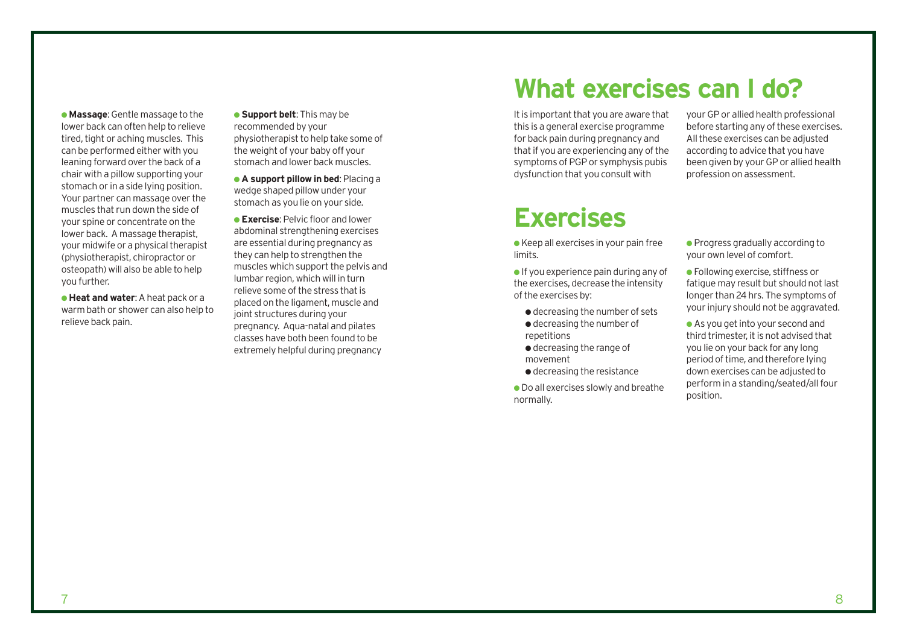- **Massage**: Gentle massage to the lower back can often help to relieve tired, tight or aching muscles. This can be performed either with you leaning forward over the back of a chair with a pillow supporting your stomach or in a side lying position. Your partner can massage over the muscles that run down the side of your spine or concentrate on the lower back. A massage therapist, your midwife or a physical therapist (physiotherapist, chiropractor or osteopath) will also be able to help you further.
- **Heat and water**: A heat pack or a warm bath or shower can also help to relieve back pain.
- **Support belt**: This may be recommended by your physiotherapist to help take some of the weight of your baby off your stomach and lower back muscles.
- **A support pillow in bed**: Placing a wedge shaped pillow under your stomach as you lie on your side.
- **Exercise**: Pelvic floor and lower abdominal strengthening exercises are essential during pregnancy as they can help to strengthen the muscles which support the pelvis and lumbar region, which will in turn relieve some of the stress that is placed on the ligament, muscle and joint structures during your pregnancy. Aqua-natal and pilates classes have both been found to be extremely helpful during pregnancy

# What exercises can I do?

It is important that you are aware that this is a general exercise programme for back pain during pregnancy and that if you are experiencing any of the symptoms of PGP or symphysis pubis dysfunction that you consult with your GP or allied health professional before starting any of these exercises. All these exercises can be adjusted according to advice that you have been given by your GP or allied health profession on assessment.

# Exercises

- Keep all exercises in your pain free limits.
- If you experience pain during any of the exercises, decrease the intensity of the exercises by:
  - decreasing the number of sets
  - decreasing the number of repetitions
  - decreasing the range of movement
  - decreasing the resistance
- Do all exercises slowly and breathe normally.
- Progress gradually according to your own level of comfort.
- Following exercise, stiffness or fatigue may result but should not last longer than 24 hrs. The symptoms of your injury should not be aggravated.
- As you get into your second and third trimester, it is not advised that you lie on your back for any long period of time, and therefore lying down exercises can be adjusted to perform in a standing/seated/all four position.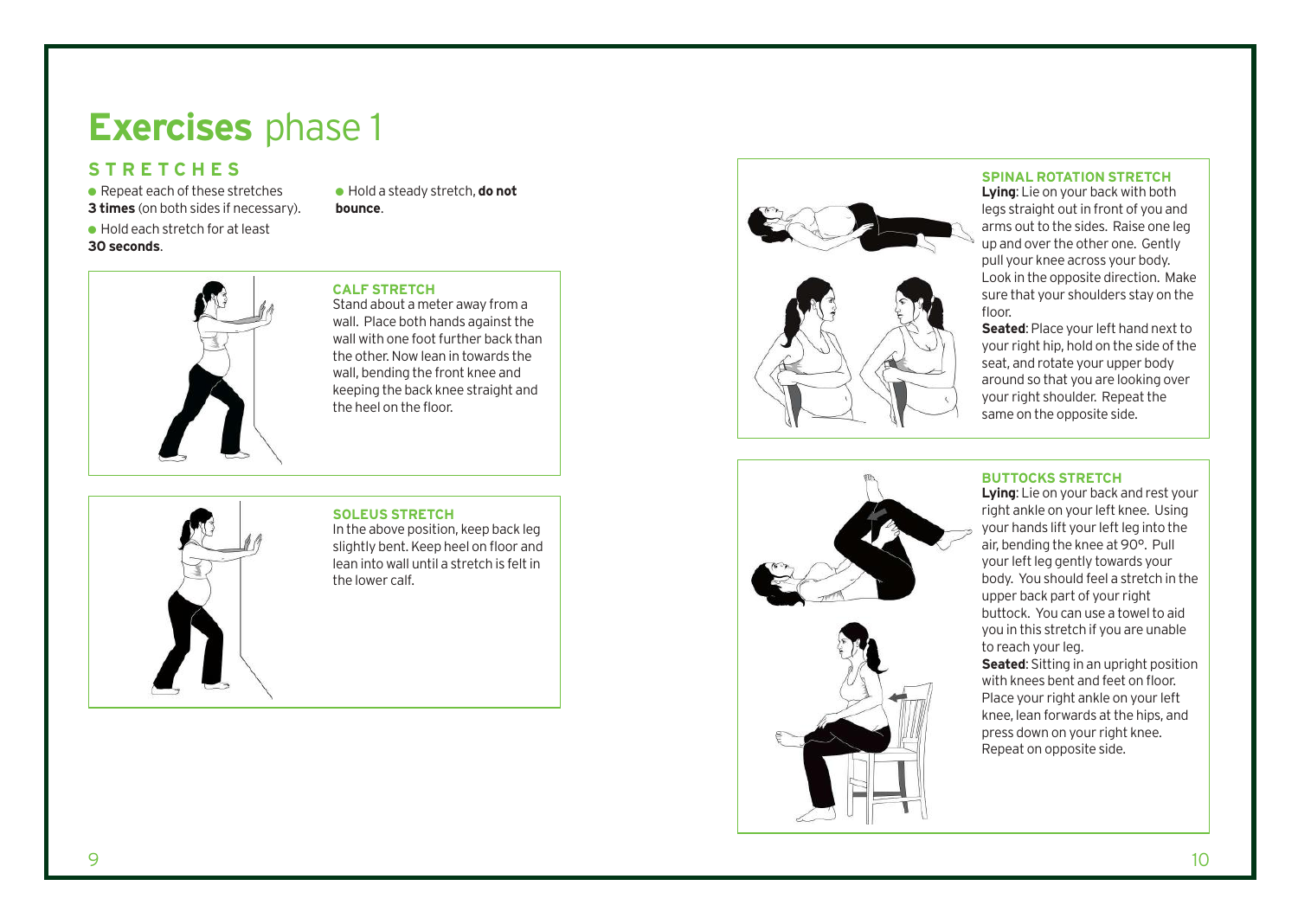# **Exercises** phase 1

## STRETCHES

- Repeat each of these stretches **3 times** (on both sides if necessary).
- Hold each stretch for at least **30 seconds**.
- Hold a steady stretch, **do not bounce**.

### CALF STRETCH

Stand about a meter away from a wall. Place both hands against the wall with one foot further back than the other. Now lean in towards the wall, bending the front knee and keeping the back knee straight and the heel on the floor.

### SOLEUS STRETCH

In the above position, keep back leg slightly bent. Keep heel on floor and lean into wall until a stretch is felt in the lower calf.

### SPINAL ROTATION STRETCH

**Lying**: Lie on your back with both legs straight out in front of you and arms out to the sides. Raise one leg up and over the other one. Gently pull your knee across your body. Look in the opposite direction. Make sure that your shoulders stay on the floor.

**Seated**: Place your left hand next to your right hip, hold on the side of the seat, and rotate your upper body around so that you are looking over your right shoulder. Repeat the same on the opposite side.

### BUTTOCKS STRETCH

**Lying**: Lie on your back and rest your right ankle on your left knee. Using your hands lift your left leg into the air, bending the knee at 90°. Pull your left leg gently towards your body. You should feel a stretch in the upper back part of your right buttock. You can use a towel to aid you in this stretch if you are unable to reach your leg.

**Seated**: Sitting in an upright position with knees bent and feet on floor. Place your right ankle on your left knee, lean forwards at the hips, and press down on your right knee. Repeat on opposite side.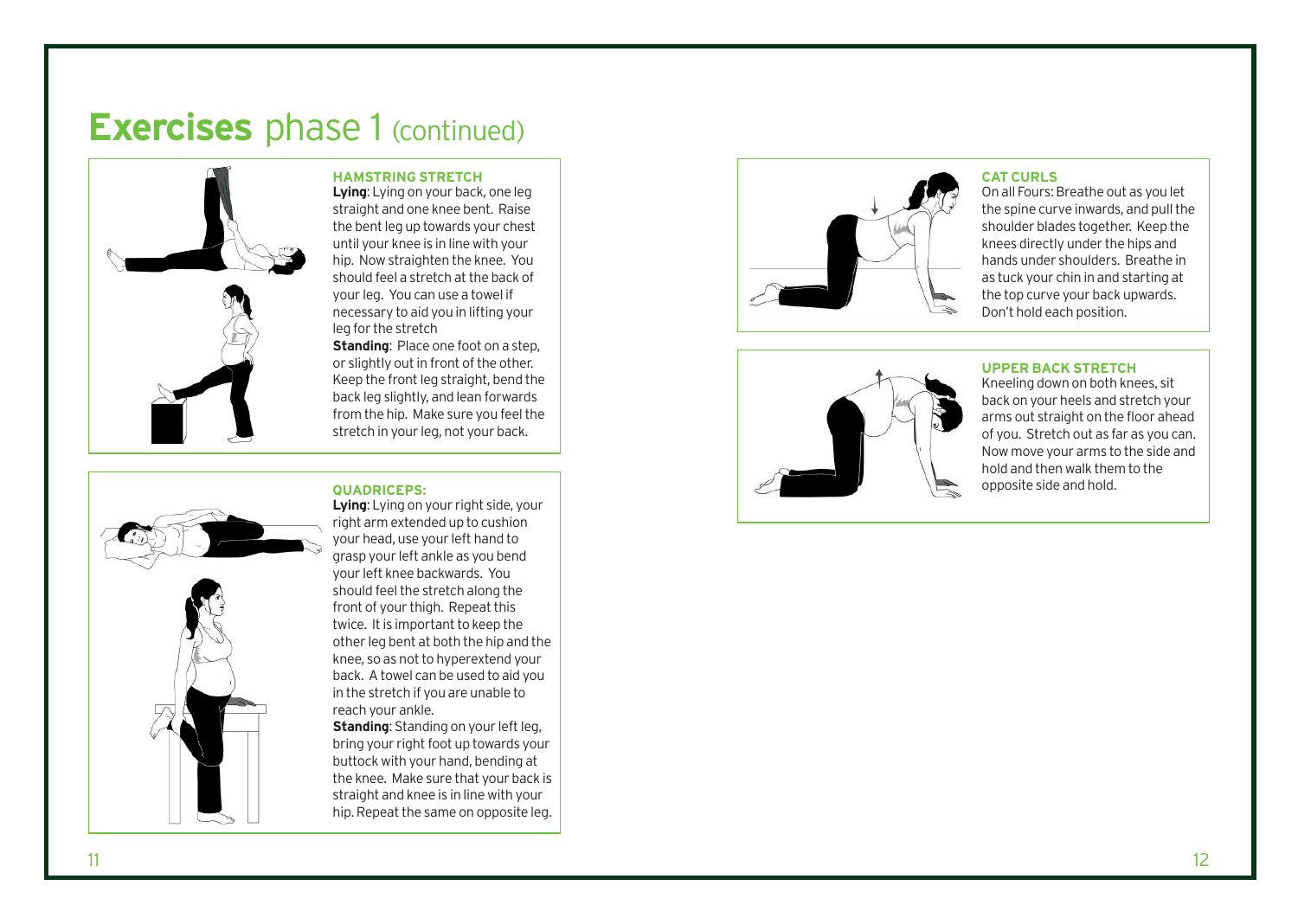# **Exercises** phase 1 (continued)

### HAMSTRING STRETCH

**Lying**: Lying on your back, one leg straight and one knee bent. Raise the bent leg up towards your chest until your knee is in line with your hip. Now straighten the knee. You should feel a stretch at the back of your leg. You can use a towel if necessary to aid you in lifting your leg for the stretch

**Standing**: Place one foot on a step, or slightly out in front of the other. Keep the front leg straight, bend the back leg slightly, and lean forwards from the hip. Make sure you feel the stretch in your leg, not your back.

### QUADRICEPS:

**Lying**: Lying on your right side, your right arm extended up to cushion your head, use your left hand to grasp your left ankle as you bend your left knee backwards. You should feel the stretch along the front of your thigh. Repeat this twice. It is important to keep the other leg bent at both the hip and the knee, so as not to hyperextend your back. A towel can be used to aid you in the stretch if you are unable to reach your ankle.

**Standing**: Standing on your left leg, bring your right foot up towards your buttock with your hand, bending at the knee. Make sure that your back is straight and knee is in line with your hip. Repeat the same on opposite leg.

### CAT CURLS

On all Fours: Breathe out as you let the spine curve inwards, and pull the shoulder blades together. Keep the knees directly under the hips and hands under shoulders. Breathe in as tuck your chin in and starting at the top curve your back upwards. Don't hold each position.

### UPPER BACK STRETCH

Kneeling down on both knees, sit back on your heels and stretch your arms out straight on the floor ahead of you. Stretch out as far as you can. Now move your arms to the side and hold and then walk them to the opposite side and hold.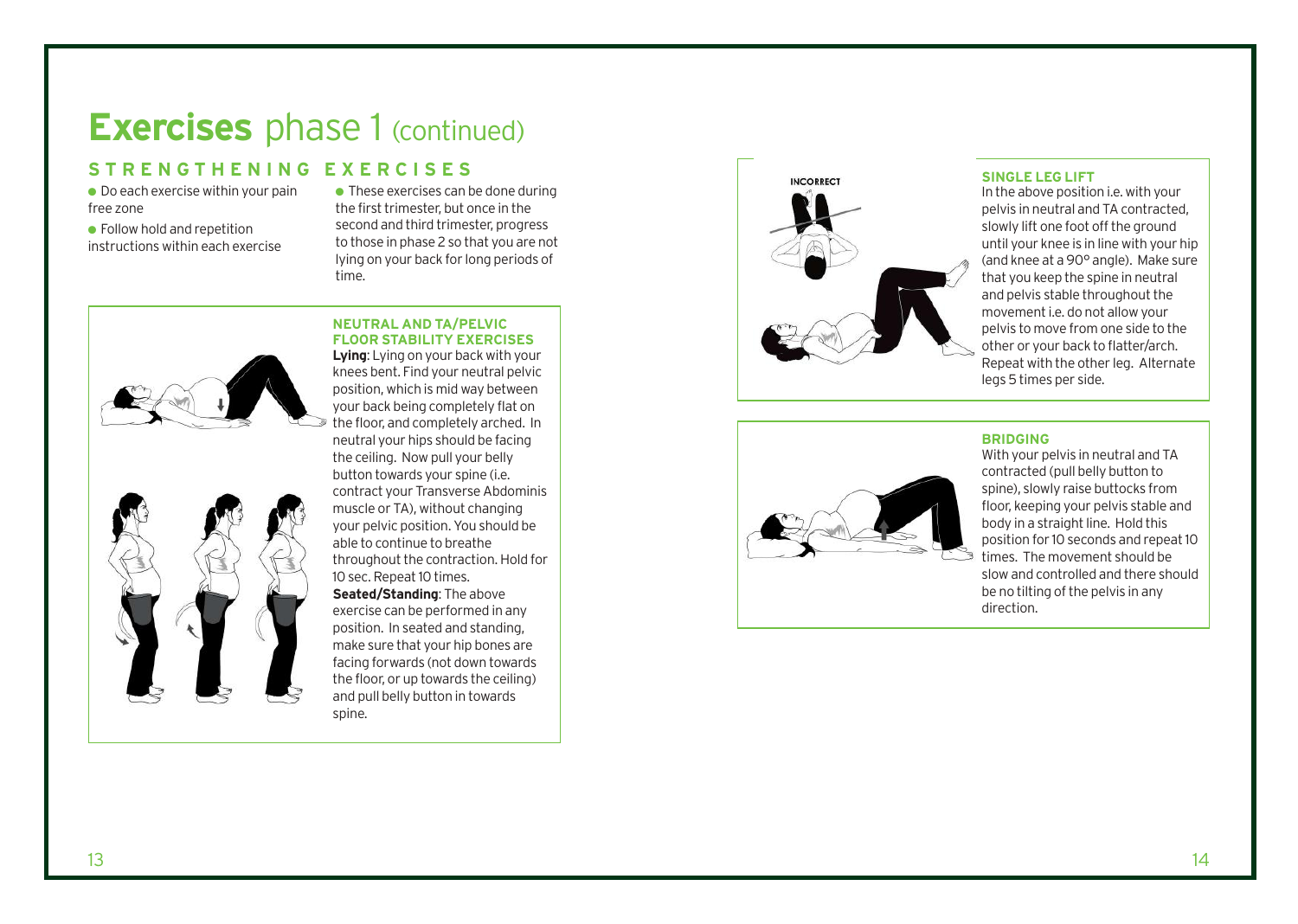# **Exercises** phase 1 (continued)

## STRENGTHENING EXERCISES

- Do each exercise within your pain free zone
- Follow hold and repetition instructions within each exercise
- These exercises can be done during the first trimester, but once in the second and third trimester, progress to those in phase 2 so that you are not lying on your back for long periods of time.

### NEUTRAL AND TA/PELVIC FLOOR STABILITY EXERCISES

**Lying**: Lying on your back with your knees bent. Find your neutral pelvic position, which is mid way between your back being completely flat on the floor, and completely arched. In neutral your hips should be facing the ceiling. Now pull your belly button towards your spine (i.e. contract your Transverse Abdominis muscle or TA), without changing your pelvic position. You should be able to continue to breathe throughout the contraction. Hold for 10 sec. Repeat 10 times.

**Seated/Standing**: The above exercise can be performed in any position. In seated and standing, make sure that your hip bones are facing forwards (not down towards the floor, or up towards the ceiling) and pull belly button in towards spine.

INCORRECT

### SINGLE LEG LIFT

In the above position i.e. with your pelvis in neutral and TA contracted, slowly lift one foot off the ground until your knee is in line with your hip (and knee at a 90° angle). Make sure that you keep the spine in neutral and pelvis stable throughout the movement i.e. do not allow your pelvis to move from one side to the other or your back to flatter/arch. Repeat with the other leg. Alternate legs 5 times per side.

### BRIDGING

With your pelvis in neutral and TA contracted (pull belly button to spine), slowly raise buttocks from floor, keeping your pelvis stable and body in a straight line. Hold this position for 10 seconds and repeat 10 times. The movement should be slow and controlled and there should be no tilting of the pelvis in any direction.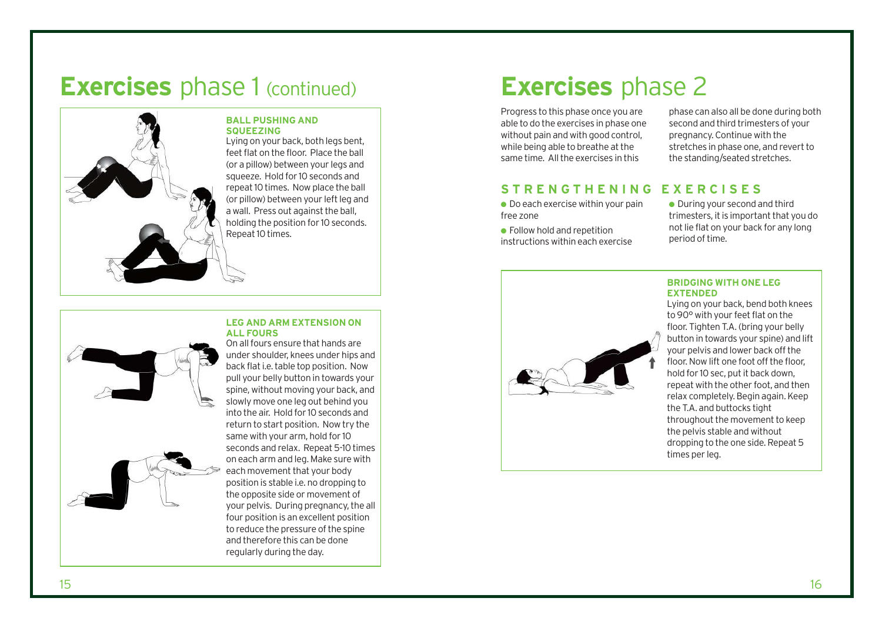# Exercises phase 1 (continued)

### BALL PUSHING AND SQUEEZING

Lying on your back, both legs bent, feet flat on the floor. Place the ball (or a pillow) between your legs and squeeze. Hold for 10 seconds and repeat 10 times. Now place the ball (or pillow) between your left leg and a wall. Press out against the ball, holding the position for 10 seconds. Repeat 10 times.

### LEG AND ARM EXTENSION ON ALL FOURS

On all fours ensure that hands are under shoulder, knees under hips and back flat i.e. table top position. Now pull your belly button in towards your spine, without moving your back, and slowly move one leg out behind you into the air. Hold for 10 seconds and return to start position. Now try the same with your arm, hold for 10 seconds and relax. Repeat 5-10 times on each arm and leg. Make sure with each movement that your body position is stable i.e. no dropping to the opposite side or movement of your pelvis. During pregnancy, the all four position is an excellent position to reduce the pressure of the spine and therefore this can be done regularly during the day.

# Exercises phase 2

Progress to this phase once you are able to do the exercises in phase one without pain and with good control, while being able to breathe at the same time. All the exercises in this phase can also all be done during both second and third trimesters of your pregnancy. Continue with the stretches in phase one, and revert to the standing/seated stretches.

## STRENGTHENING EXERCISES

- Do each exercise within your pain free zone
- Follow hold and repetition instructions within each exercise
- During your second and third trimesters, it is important that you do not lie flat on your back for any long period of time.

### BRIDGING WITH ONE LEG EXTENDED

Lying on your back, bend both knees to 90° with your feet flat on the floor. Tighten T.A. (bring your belly button in towards your spine) and lift your pelvis and lower back off the floor. Now lift one foot off the floor, hold for 10 sec, put it back down, repeat with the other foot, and then relax completely. Begin again. Keep the T.A. and buttocks tight throughout the movement to keep the pelvis stable and without dropping to the one side. Repeat 5 times per leg.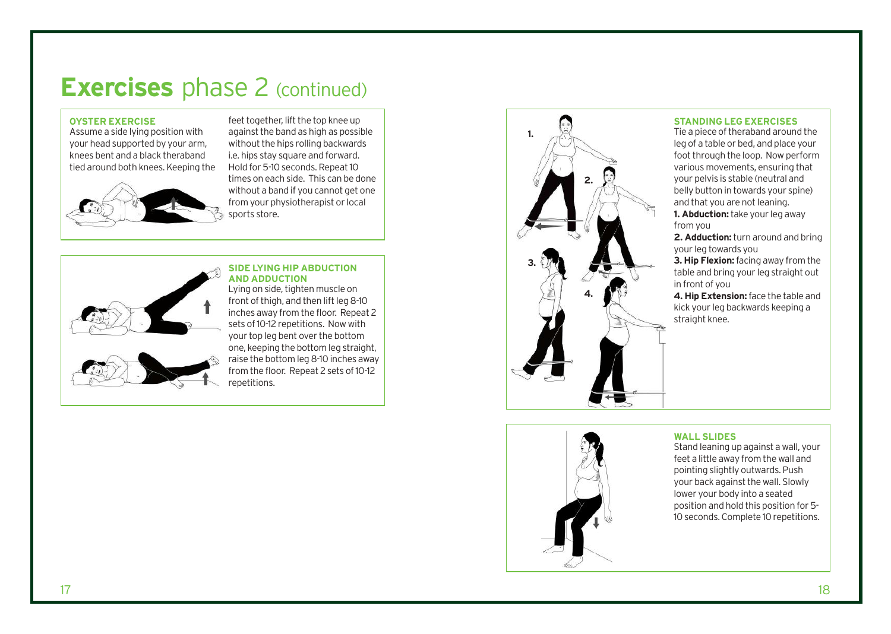# **Exercises** phase 2 (continued)

### OYSTER EXERCISE

Assume a side lying position with your head supported by your arm, knees bent and a black theraband tied around both knees. Keeping the feet together, lift the top knee up against the band as high as possible without the hips rolling backwards i.e. hips stay square and forward. Hold for 5-10 seconds. Repeat 10 times on each side. This can be done without a band if you cannot get one from your physiotherapist or local sports store.

### SIDE LYING HIP ABDUCTION AND ADDUCTION

Lying on side, tighten muscle on front of thigh, and then lift leg 8-10 inches away from the floor. Repeat 2 sets of 10-12 repetitions. Now with your top leg bent over the bottom one, keeping the bottom leg straight, raise the bottom leg 8-10 inches away from the floor. Repeat 2 sets of 10-12 repetitions.

### STANDING LEG EXERCISES

Tie a piece of theraband around the leg of a table or bed, and place your foot through the loop. Now perform various movements, ensuring that your pelvis is stable (neutral and belly button in towards your spine) and that you are not leaning.

**1. Abduction:** take your leg away from you

**2. Adduction:** turn around and bring your leg towards you

**3. Hip Flexion:** facing away from the table and bring your leg straight out in front of you

**4. Hip Extension:** face the table and kick your leg backwards keeping a straight knee.

### WALL SLIDES

Stand leaning up against a wall, your feet a little away from the wall and pointing slightly outwards. Push your back against the wall. Slowly lower your body into a seated position and hold this position for 5-10 seconds. Complete 10 repetitions.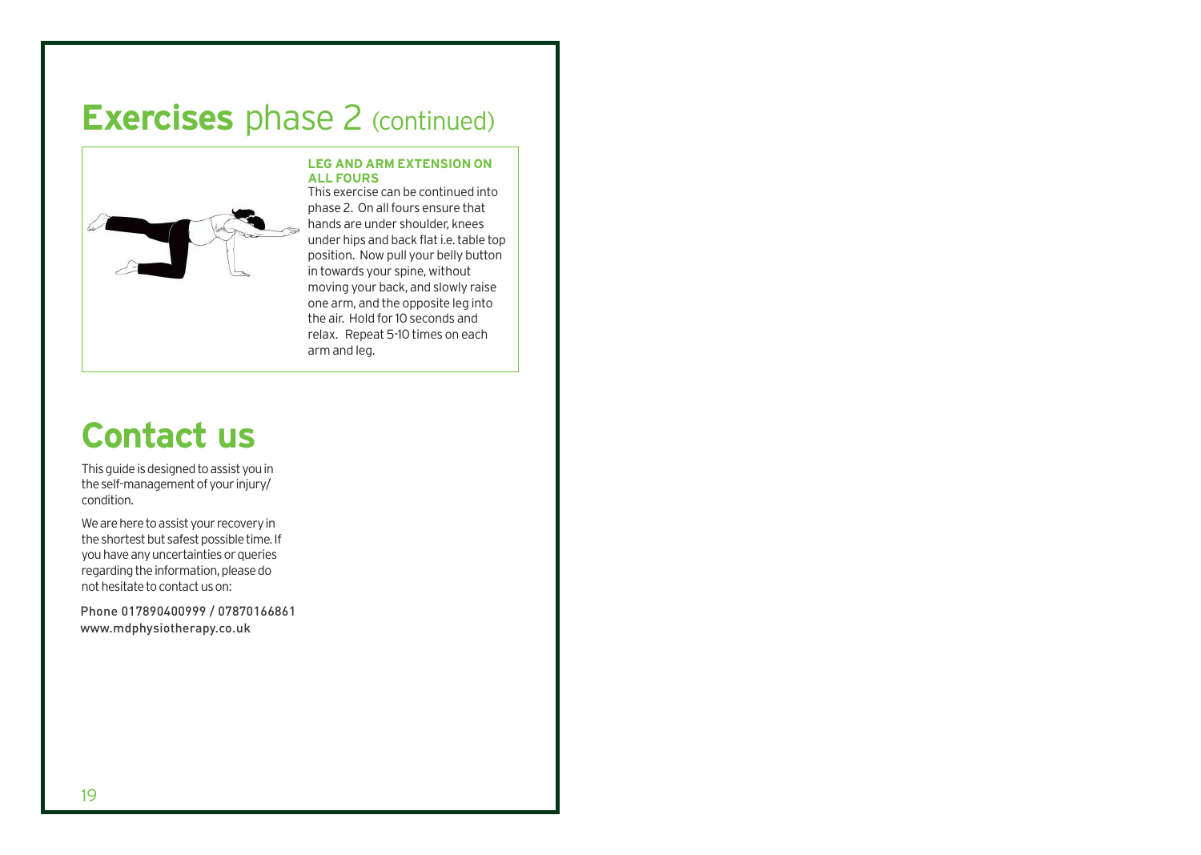# **Exercises** phase 2 (continued)

**LEG AND ARM EXTENSION ON ALL FOURS**

This exercise can be continued into phase 2. On all fours ensure that hands are under shoulder, knees under hips and back flat i.e. table top position. Now pull your belly button in towards your spine, without moving your back, and slowly raise one arm, and the opposite leg into the air. Hold for 10 seconds and relax. Repeat 5-10 times on each arm and leg.

# **Contact us**

This guide is designed to assist you in the self-management of your injury/condition.

We are here to assist your recovery in the shortest but safest possible time. If you have any uncertainties or queries regarding the information, please do not hesitate to contact us on:

Phone 017890400999 / 07870166861
www.mdphysiotherapy.co.uk